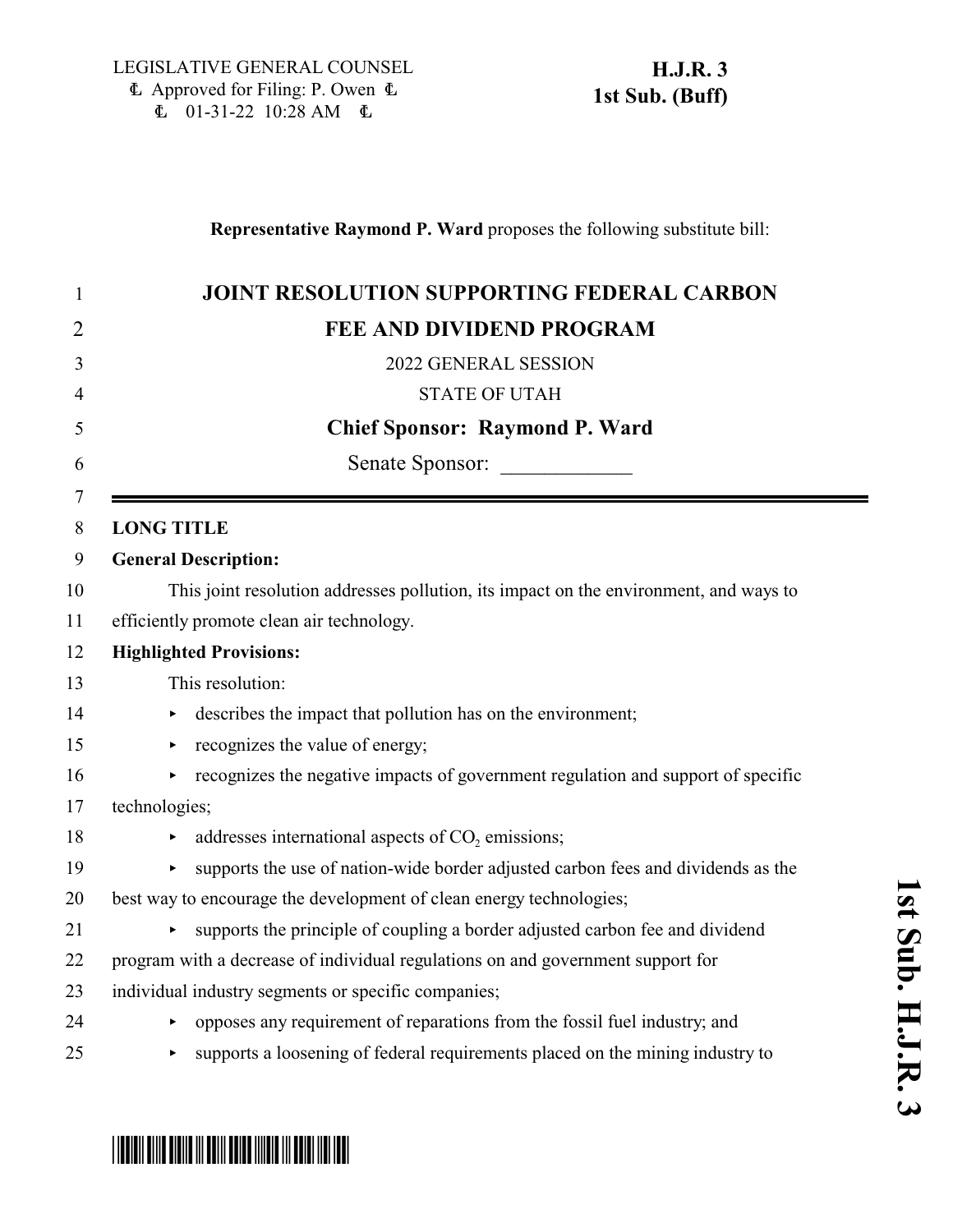LEGISLATIVE GENERAL COUNSEL
Approved for Filing: P. Owen
01-31-22 10:28 AM

**H.J.R. 3**
**1st Sub. (Buff)**

**Representative Raymond P. Ward** proposes the following substitute bill:

# JOINT RESOLUTION SUPPORTING FEDERAL CARBON FEE AND DIVIDEND PROGRAM

2022 GENERAL SESSION

STATE OF UTAH

**Chief Sponsor: Raymond P. Ward**

Senate Sponsor: ____________

**LONG TITLE**

**General Description:**

This joint resolution addresses pollution, its impact on the environment, and ways to efficiently promote clean air technology.

**Highlighted Provisions:**

This resolution:

- describes the impact that pollution has on the environment;
- recognizes the value of energy;
- recognizes the negative impacts of government regulation and support of specific technologies;
- addresses international aspects of $CO_2$ emissions;
- supports the use of nation-wide border adjusted carbon fees and dividends as the best way to encourage the development of clean energy technologies;
- supports the principle of coupling a border adjusted carbon fee and dividend program with a decrease of individual regulations on and government support for individual industry segments or specific companies;
- opposes any requirement of reparations from the fossil fuel industry; and
- supports a loosening of federal requirements placed on the mining industry to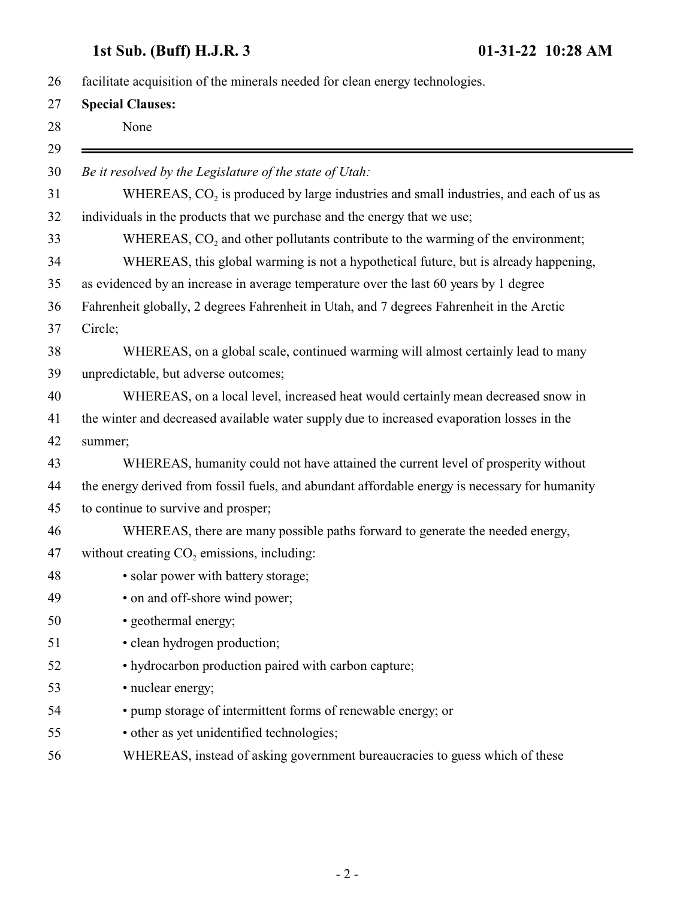facilitate acquisition of the minerals needed for clean energy technologies.

**Special Clauses:**

None

---

*Be it resolved by the Legislature of the state of Utah:*

WHEREAS, $CO_2$ is produced by large industries and small industries, and each of us as individuals in the products that we purchase and the energy that we use;

WHEREAS, $CO_2$ and other pollutants contribute to the warming of the environment;

WHEREAS, this global warming is not a hypothetical future, but is already happening, as evidenced by an increase in average temperature over the last 60 years by 1 degree Fahrenheit globally, 2 degrees Fahrenheit in Utah, and 7 degrees Fahrenheit in the Arctic Circle;

WHEREAS, on a global scale, continued warming will almost certainly lead to many unpredictable, but adverse outcomes;

WHEREAS, on a local level, increased heat would certainly mean decreased snow in the winter and decreased available water supply due to increased evaporation losses in the summer;

WHEREAS, humanity could not have attained the current level of prosperity without the energy derived from fossil fuels, and abundant affordable energy is necessary for humanity to continue to survive and prosper;

WHEREAS, there are many possible paths forward to generate the needed energy, without creating $CO_2$ emissions, including:

- solar power with battery storage;
- on and off-shore wind power;
- geothermal energy;
- clean hydrogen production;
- hydrocarbon production paired with carbon capture;
- nuclear energy;
- pump storage of intermittent forms of renewable energy; or
- other as yet unidentified technologies;

WHEREAS, instead of asking government bureaucracies to guess which of these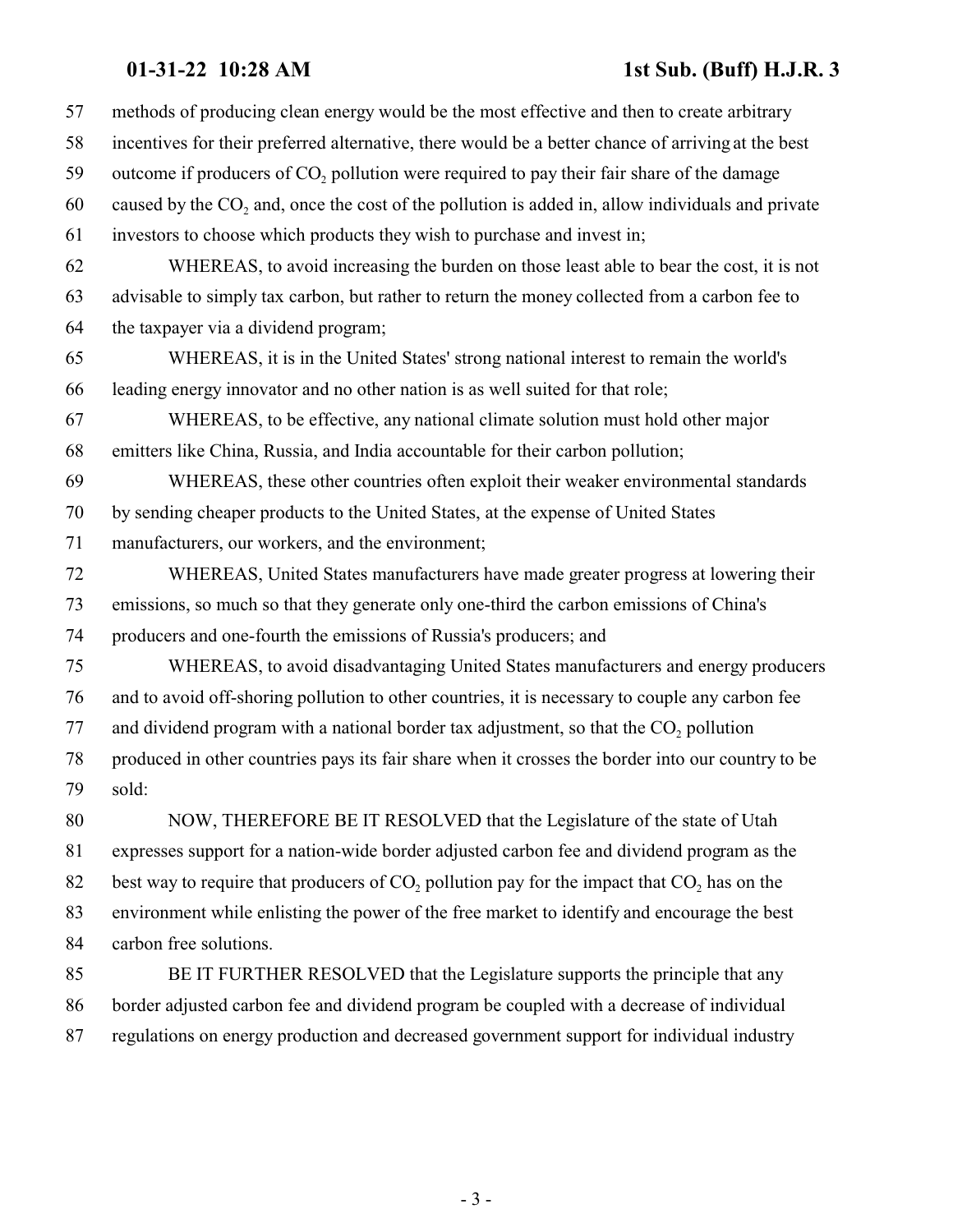methods of producing clean energy would be the most effective and then to create arbitrary incentives for their preferred alternative, there would be a better chance of arriving at the best outcome if producers of $CO_2$ pollution were required to pay their fair share of the damage caused by the $CO_2$ and, once the cost of the pollution is added in, allow individuals and private investors to choose which products they wish to purchase and invest in;

WHEREAS, to avoid increasing the burden on those least able to bear the cost, it is not advisable to simply tax carbon, but rather to return the money collected from a carbon fee to the taxpayer via a dividend program;

WHEREAS, it is in the United States' strong national interest to remain the world's leading energy innovator and no other nation is as well suited for that role;

WHEREAS, to be effective, any national climate solution must hold other major emitters like China, Russia, and India accountable for their carbon pollution;

WHEREAS, these other countries often exploit their weaker environmental standards by sending cheaper products to the United States, at the expense of United States manufacturers, our workers, and the environment;

WHEREAS, United States manufacturers have made greater progress at lowering their emissions, so much so that they generate only one-third the carbon emissions of China's producers and one-fourth the emissions of Russia's producers; and

WHEREAS, to avoid disadvantaging United States manufacturers and energy producers and to avoid off-shoring pollution to other countries, it is necessary to couple any carbon fee and dividend program with a national border tax adjustment, so that the $CO_2$ pollution produced in other countries pays its fair share when it crosses the border into our country to be sold:

NOW, THEREFORE BE IT RESOLVED that the Legislature of the state of Utah expresses support for a nation-wide border adjusted carbon fee and dividend program as the best way to require that producers of $CO_2$ pollution pay for the impact that $CO_2$ has on the environment while enlisting the power of the free market to identify and encourage the best carbon free solutions.

BE IT FURTHER RESOLVED that the Legislature supports the principle that any border adjusted carbon fee and dividend program be coupled with a decrease of individual regulations on energy production and decreased government support for individual industry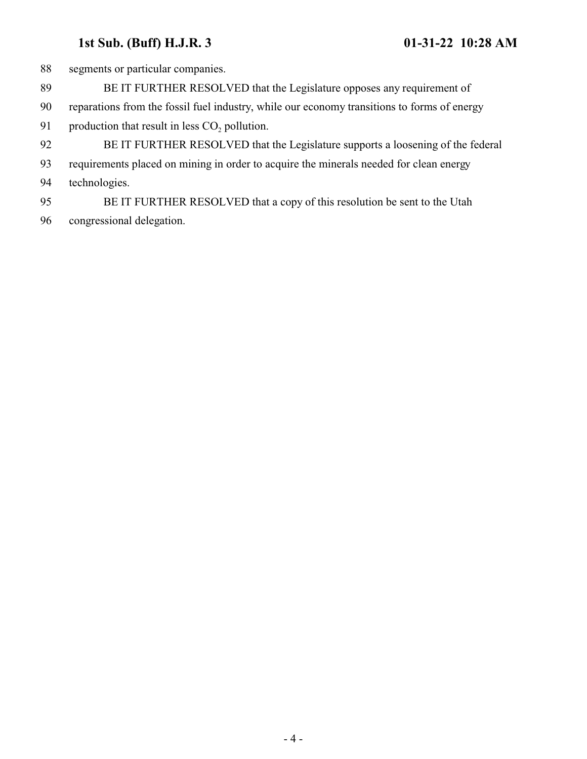segments or particular companies.

BE IT FURTHER RESOLVED that the Legislature opposes any requirement of reparations from the fossil fuel industry, while our economy transitions to forms of energy production that result in less $CO_2$ pollution.

BE IT FURTHER RESOLVED that the Legislature supports a loosening of the federal requirements placed on mining in order to acquire the minerals needed for clean energy technologies.

BE IT FURTHER RESOLVED that a copy of this resolution be sent to the Utah congressional delegation.